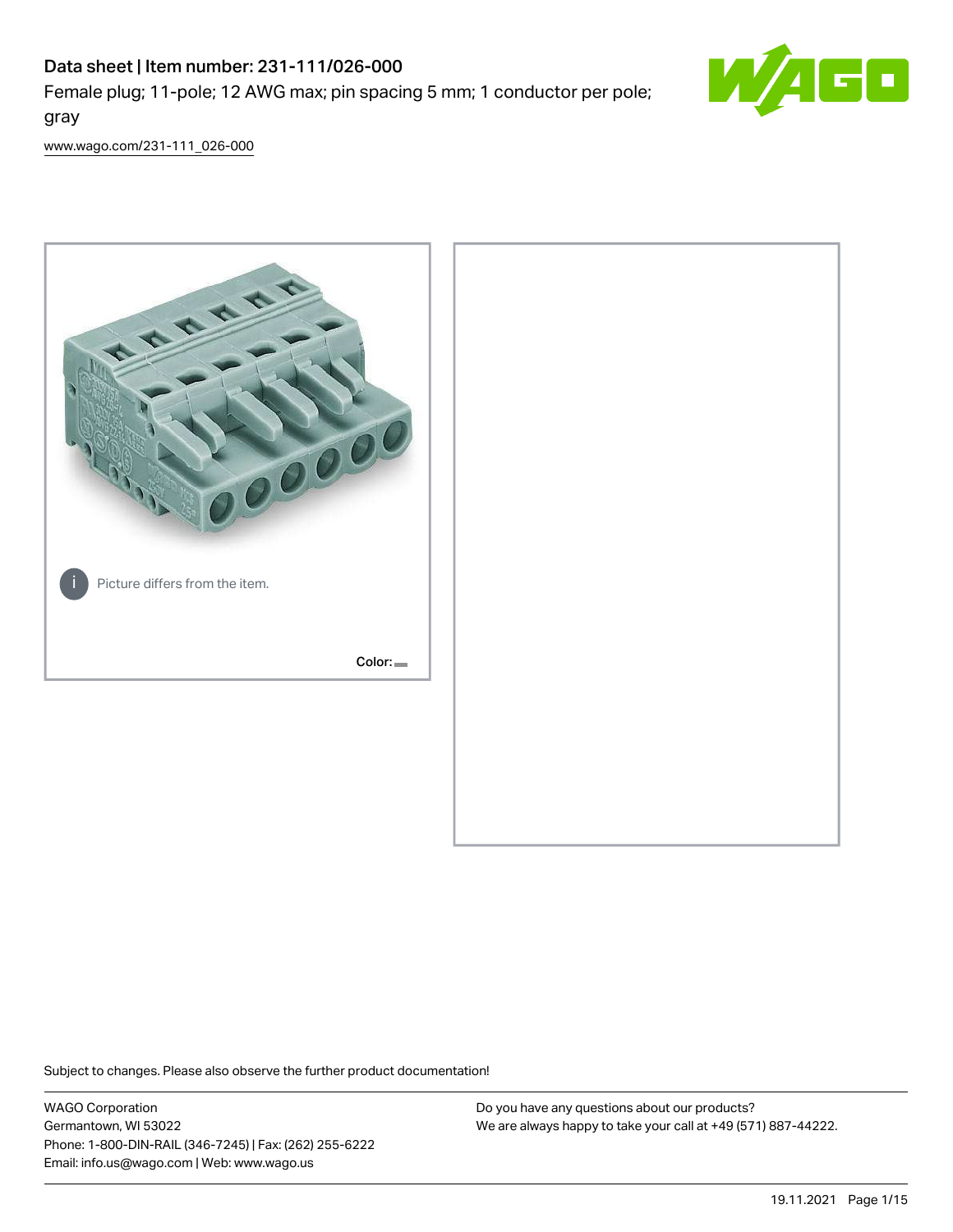# Data sheet | Item number: 231-111/026-000

Female plug; 11-pole; 12 AWG max; pin spacing 5 mm; 1 conductor per pole; gray

www.wago.com/231-111_026-000

Picture differs from the item.

Color:

Subject to changes. Please also observe the further product documentation!

WAGO Corporation
Germantown, WI 53022
Phone: 1-800-DIN-RAIL (346-7245) | Fax: (262) 255-6222
Email: info.us@wago.com | Web: www.wago.us

Do you have any questions about our products?
We are always happy to take your call at +49 (571) 887-44222.

19.11.2021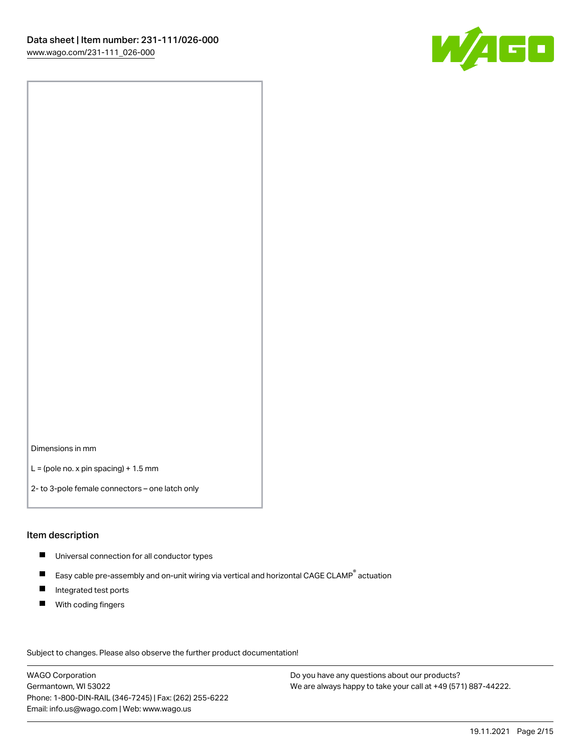Dimensions in mm

L = (pole no. x pin spacing) + 1.5 mm

2- to 3-pole female connectors – one latch only

## Item description

- Universal connection for all conductor types
- Easy cable pre-assembly and on-unit wiring via vertical and horizontal CAGE CLAMP® actuation
- Integrated test ports
- With coding fingers

Subject to changes. Please also observe the further product documentation!

WAGO Corporation
Germantown, WI 53022
Phone: 1-800-DIN-RAIL (346-7245) | Fax: (262) 255-6222
Email: info.us@wago.com | Web: www.wago.us

Do you have any questions about our products?
We are always happy to take your call at +49 (571) 887-44222.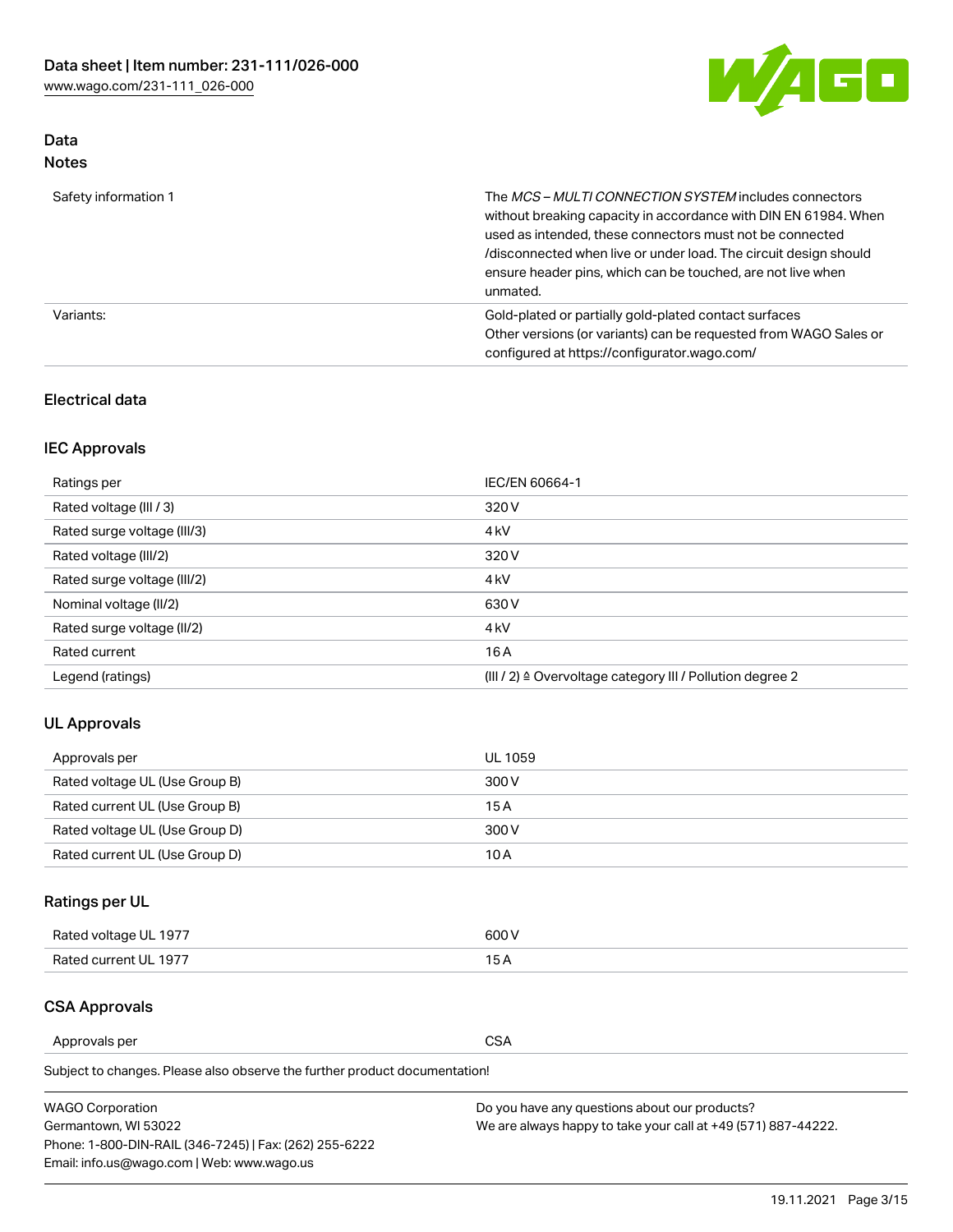## Data

### Notes

| | |
|---|---|
| Safety information 1 | The *MCS – MULTI CONNECTION SYSTEM* includes connectors without breaking capacity in accordance with DIN EN 61984. When used as intended, these connectors must not be connected /disconnected when live or under load. The circuit design should ensure header pins, which can be touched, are not live when unmated. |
| Variants: | Gold-plated or partially gold-plated contact surfaces<br>Other versions (or variants) can be requested from WAGO Sales or configured at https://configurator.wago.com/ |

## Electrical data

### IEC Approvals

| | |
|---|---|
| Ratings per | IEC/EN 60664-1 |
| Rated voltage (III / 3) | 320 V |
| Rated surge voltage (III/3) | 4 kV |
| Rated voltage (III/2) | 320 V |
| Rated surge voltage (III/2) | 4 kV |
| Nominal voltage (II/2) | 630 V |
| Rated surge voltage (II/2) | 4 kV |
| Rated current | 16 A |
| Legend (ratings) | (III / 2) ≙ Overvoltage category III / Pollution degree 2 |

### UL Approvals

| | |
|---|---|
| Approvals per | UL 1059 |
| Rated voltage UL (Use Group B) | 300 V |
| Rated current UL (Use Group B) | 15 A |
| Rated voltage UL (Use Group D) | 300 V |
| Rated current UL (Use Group D) | 10 A |

### Ratings per UL

| | |
|---|---|
| Rated voltage UL 1977 | 600 V |
| Rated current UL 1977 | 15 A |

### CSA Approvals

| | |
|---|---|
| Approvals per | CSA |

Subject to changes. Please also observe the further product documentation!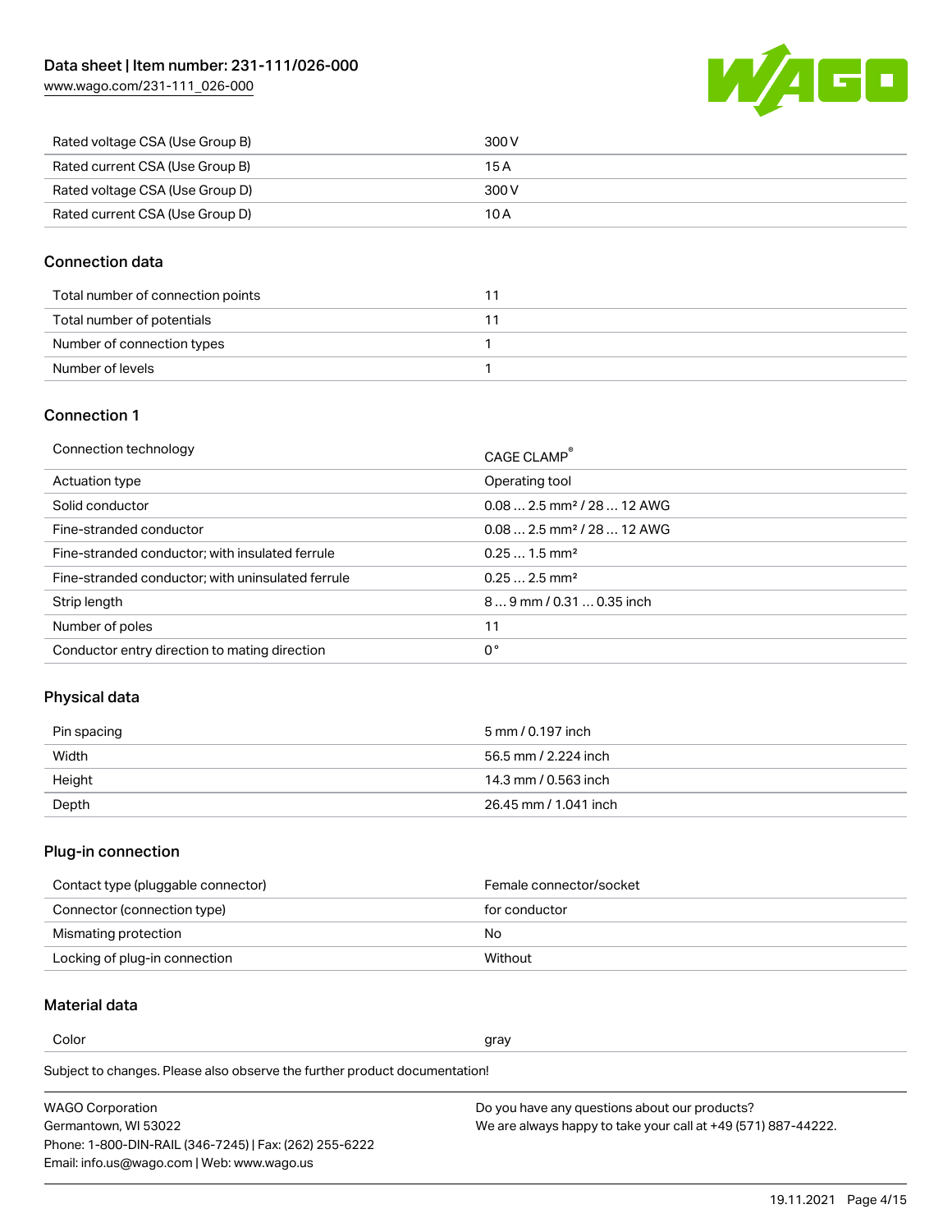| Rated voltage CSA (Use Group B) | 300 V |
| --- | --- |
| Rated current CSA (Use Group B) | 15 A |
| Rated voltage CSA (Use Group D) | 300 V |
| Rated current CSA (Use Group D) | 10 A |

## Connection data

| Total number of connection points | 11 |
| --- | --- |
| Total number of potentials | 11 |
| Number of connection types | 1 |
| Number of levels | 1 |

## Connection 1

| Connection technology | CAGE CLAMP® |
| --- | --- |
| Actuation type | Operating tool |
| Solid conductor | 0.08 … 2.5 mm² / 28 … 12 AWG |
| Fine-stranded conductor | 0.08 … 2.5 mm² / 28 … 12 AWG |
| Fine-stranded conductor; with insulated ferrule | 0.25 … 1.5 mm² |
| Fine-stranded conductor; with uninsulated ferrule | 0.25 … 2.5 mm² |
| Strip length | 8 … 9 mm / 0.31 … 0.35 inch |
| Number of poles | 11 |
| Conductor entry direction to mating direction | 0° |

## Physical data

| Pin spacing | 5 mm / 0.197 inch |
| --- | --- |
| Width | 56.5 mm / 2.224 inch |
| Height | 14.3 mm / 0.563 inch |
| Depth | 26.45 mm / 1.041 inch |

## Plug-in connection

| Contact type (pluggable connector) | Female connector/socket |
| --- | --- |
| Connector (connection type) | for conductor |
| Mismating protection | No |
| Locking of plug-in connection | Without |

## Material data

| Color | gray |
| --- | --- |

Subject to changes. Please also observe the further product documentation!

WAGO Corporation
Germantown, WI 53022
Phone: 1-800-DIN-RAIL (346-7245) | Fax: (262) 255-6222
Email: info.us@wago.com | Web: www.wago.us

Do you have any questions about our products?
We are always happy to take your call at +49 (571) 887-44222.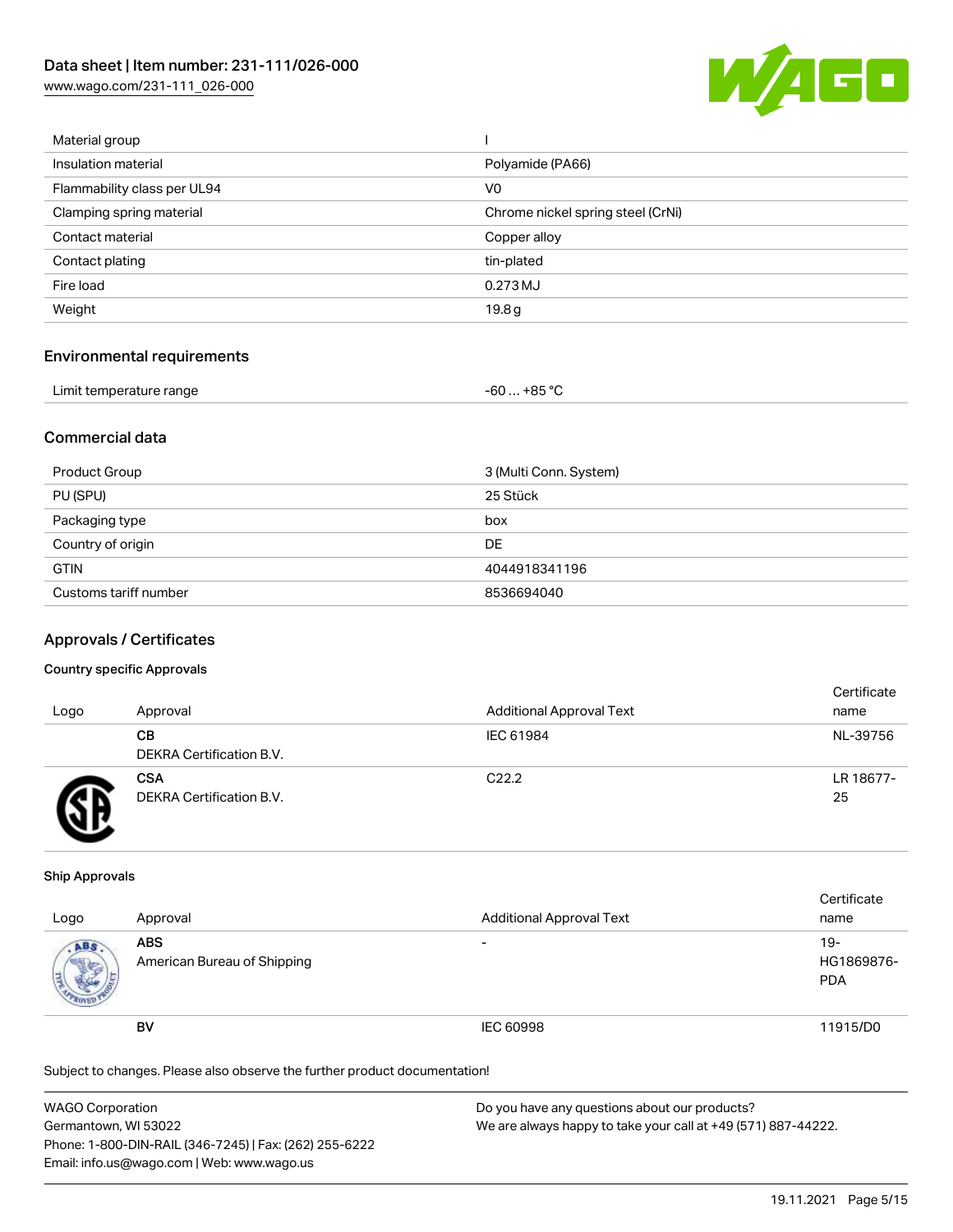| Material group | I |
| --- | --- |
| Insulation material | Polyamide (PA66) |
| Flammability class per UL94 | V0 |
| Clamping spring material | Chrome nickel spring steel (CrNi) |
| Contact material | Copper alloy |
| Contact plating | tin-plated |
| Fire load | 0.273 MJ |
| Weight | 19.8 g |

## Environmental requirements

| Limit temperature range | -60 … +85 °C |
| --- | --- |

## Commercial data

| Product Group | 3 (Multi Conn. System) |
| --- | --- |
| PU (SPU) | 25 Stück |
| Packaging type | box |
| Country of origin | DE |
| GTIN | 4044918341196 |
| Customs tariff number | 8536694040 |

## Approvals / Certificates

### Country specific Approvals

| Logo | Approval | Additional Approval Text | Certificate name |
| --- | --- | --- | --- |
| | **CB** DEKRA Certification B.V. | IEC 61984 | NL-39756 |
| | **CSA** DEKRA Certification B.V. | C22.2 | LR 18677-25 |

### Ship Approvals

| Logo | Approval | Additional Approval Text | Certificate name |
| --- | --- | --- | --- |
| | **ABS** American Bureau of Shipping | - | 19-HG1869876-PDA |
| | **BV** | IEC 60998 | 11915/D0 |

Subject to changes. Please also observe the further product documentation!

WAGO Corporation
Germantown, WI 53022
Phone: 1-800-DIN-RAIL (346-7245) | Fax: (262) 255-6222
Email: info.us@wago.com | Web: www.wago.us

Do you have any questions about our products?
We are always happy to take your call at +49 (571) 887-44222.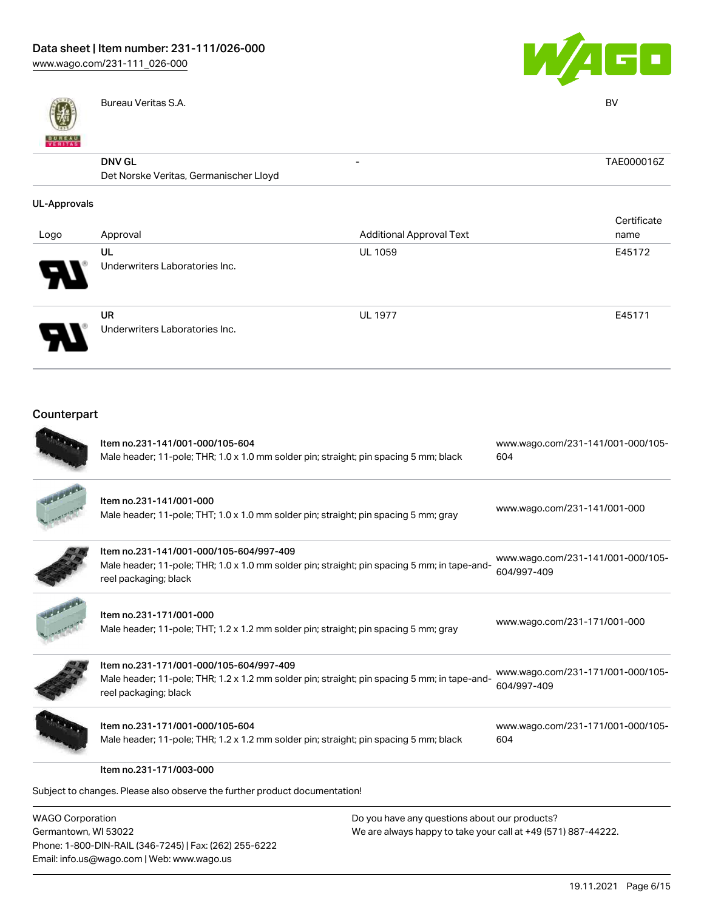| | | | |
|---|---|---|---|
| | Bureau Veritas S.A. | | BV |
| | **DNV GL**<br>Det Norske Veritas, Germanischer Lloyd | - | TAE000016Z |

### UL-Approvals

| Logo | Approval | Additional Approval Text | Certificate name |
|---|---|---|---|
| | **UL**<br>Underwriters Laboratories Inc. | UL 1059 | E45172 |
| | **UR**<br>Underwriters Laboratories Inc. | UL 1977 | E45171 |

## Counterpart

| | | |
|---|---|---|
| | Item no.231-141/001-000/105-604<br>Male header; 11-pole; THR; 1.0 x 1.0 mm solder pin; straight; pin spacing 5 mm; black | www.wago.com/231-141/001-000/105-604 |
| | Item no.231-141/001-000<br>Male header; 11-pole; THT; 1.0 x 1.0 mm solder pin; straight; pin spacing 5 mm; gray | www.wago.com/231-141/001-000 |
| | Item no.231-141/001-000/105-604/997-409<br>Male header; 11-pole; THR; 1.0 x 1.0 mm solder pin; straight; pin spacing 5 mm; in tape-and-reel packaging; black | www.wago.com/231-141/001-000/105-604/997-409 |
| | Item no.231-171/001-000<br>Male header; 11-pole; THT; 1.2 x 1.2 mm solder pin; straight; pin spacing 5 mm; gray | www.wago.com/231-171/001-000 |
| | Item no.231-171/001-000/105-604/997-409<br>Male header; 11-pole; THR; 1.2 x 1.2 mm solder pin; straight; pin spacing 5 mm; in tape-and-reel packaging; black | www.wago.com/231-171/001-000/105-604/997-409 |
| | Item no.231-171/001-000/105-604<br>Male header; 11-pole; THR; 1.2 x 1.2 mm solder pin; straight; pin spacing 5 mm; black | www.wago.com/231-171/001-000/105-604 |
| | Item no.231-171/003-000 | |

Subject to changes. Please also observe the further product documentation!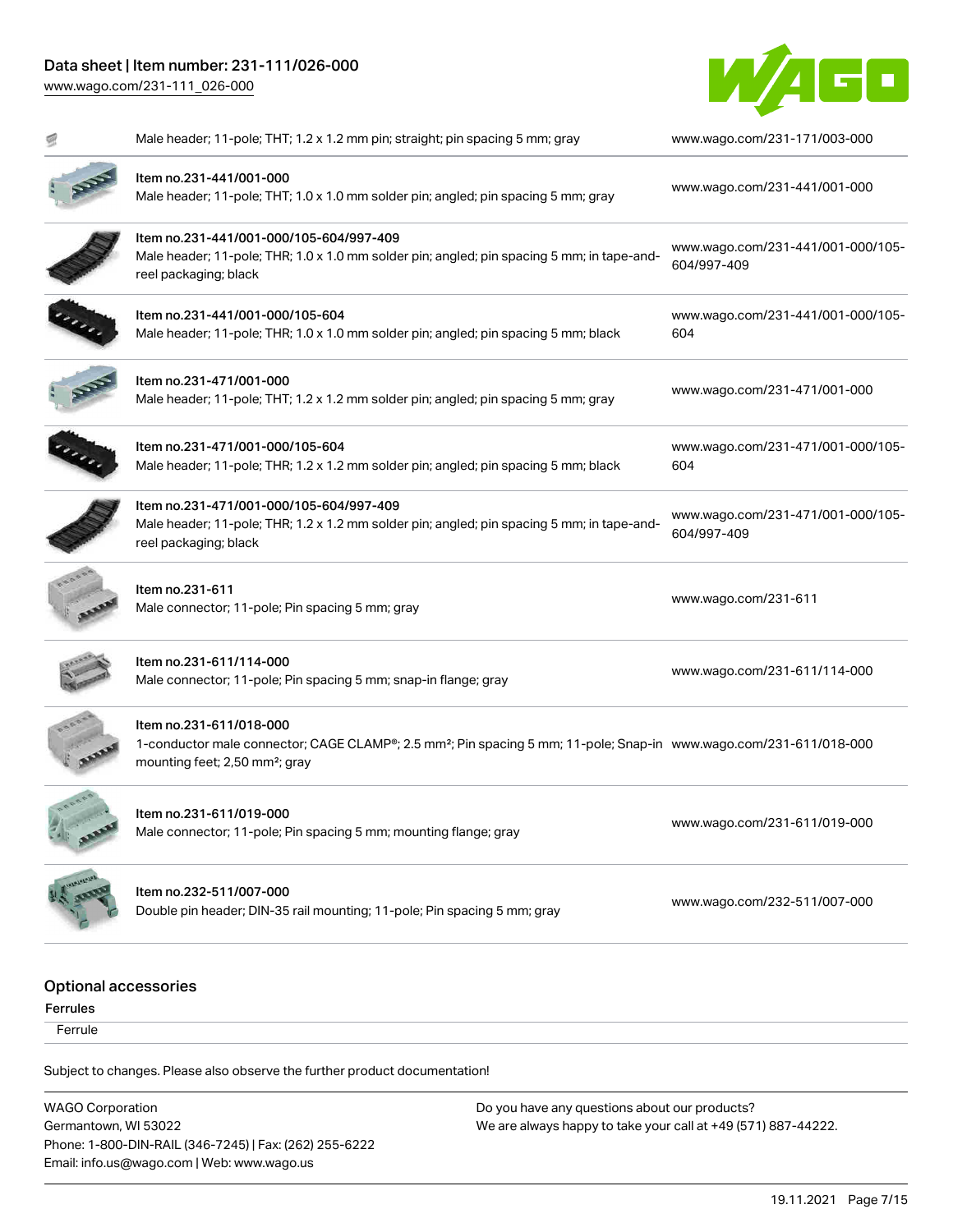| Description | Link |
| --- | --- |
| Male header; 11-pole; THT; 1.2 x 1.2 mm pin; straight; pin spacing 5 mm; gray | www.wago.com/231-171/003-000 |
| Item no.231-441/001-000<br>Male header; 11-pole; THT; 1.0 x 1.0 mm solder pin; angled; pin spacing 5 mm; gray | www.wago.com/231-441/001-000 |
| Item no.231-441/001-000/105-604/997-409<br>Male header; 11-pole; THR; 1.0 x 1.0 mm solder pin; angled; pin spacing 5 mm; in tape-and-reel packaging; black | www.wago.com/231-441/001-000/105-604/997-409 |
| Item no.231-441/001-000/105-604<br>Male header; 11-pole; THR; 1.0 x 1.0 mm solder pin; angled; pin spacing 5 mm; black | www.wago.com/231-441/001-000/105-604 |
| Item no.231-471/001-000<br>Male header; 11-pole; THT; 1.2 x 1.2 mm solder pin; angled; pin spacing 5 mm; gray | www.wago.com/231-471/001-000 |
| Item no.231-471/001-000/105-604<br>Male header; 11-pole; THR; 1.2 x 1.2 mm solder pin; angled; pin spacing 5 mm; black | www.wago.com/231-471/001-000/105-604 |
| Item no.231-471/001-000/105-604/997-409<br>Male header; 11-pole; THR; 1.2 x 1.2 mm solder pin; angled; pin spacing 5 mm; in tape-and-reel packaging; black | www.wago.com/231-471/001-000/105-604/997-409 |
| Item no.231-611<br>Male connector; 11-pole; Pin spacing 5 mm; gray | www.wago.com/231-611 |
| Item no.231-611/114-000<br>Male connector; 11-pole; Pin spacing 5 mm; snap-in flange; gray | www.wago.com/231-611/114-000 |
| Item no.231-611/018-000<br>1-conductor male connector; CAGE CLAMP®; 2.5 mm²; Pin spacing 5 mm; 11-pole; Snap-in mounting feet; 2,50 mm²; gray | www.wago.com/231-611/018-000 |
| Item no.231-611/019-000<br>Male connector; 11-pole; Pin spacing 5 mm; mounting flange; gray | www.wago.com/231-611/019-000 |
| Item no.232-511/007-000<br>Double pin header; DIN-35 rail mounting; 11-pole; Pin spacing 5 mm; gray | www.wago.com/232-511/007-000 |

## Optional accessories

### Ferrules

Ferrule

Subject to changes. Please also observe the further product documentation!

WAGO Corporation
Germantown, WI 53022
Phone: 1-800-DIN-RAIL (346-7245) | Fax: (262) 255-6222
Email: info.us@wago.com | Web: www.wago.us

Do you have any questions about our products?
We are always happy to take your call at +49 (571) 887-44222.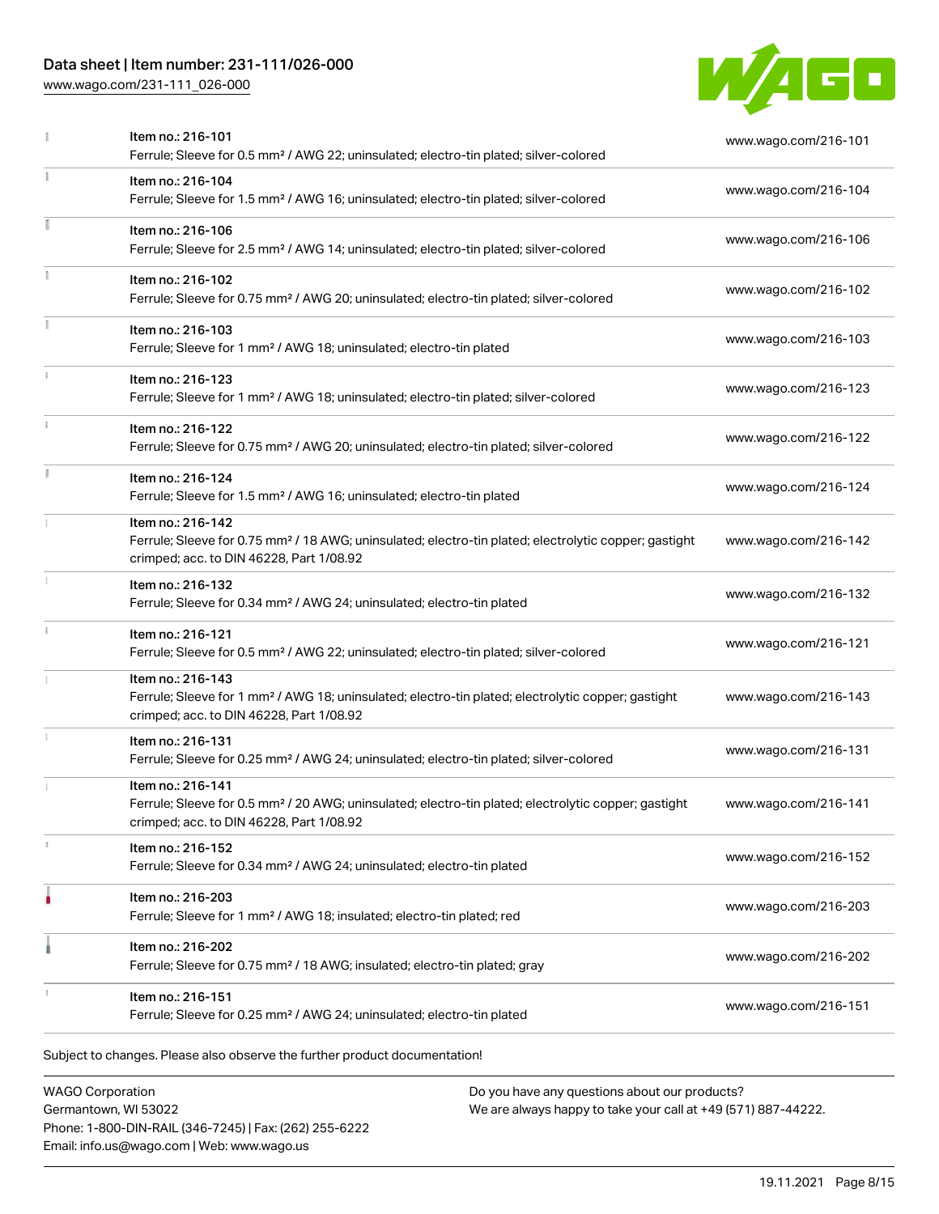| Item | Link |
| --- | --- |
| Item no.: 216-101<br>Ferrule; Sleeve for 0.5 mm² / AWG 22; uninsulated; electro-tin plated; silver-colored | www.wago.com/216-101 |
| Item no.: 216-104<br>Ferrule; Sleeve for 1.5 mm² / AWG 16; uninsulated; electro-tin plated; silver-colored | www.wago.com/216-104 |
| Item no.: 216-106<br>Ferrule; Sleeve for 2.5 mm² / AWG 14; uninsulated; electro-tin plated; silver-colored | www.wago.com/216-106 |
| Item no.: 216-102<br>Ferrule; Sleeve for 0.75 mm² / AWG 20; uninsulated; electro-tin plated; silver-colored | www.wago.com/216-102 |
| Item no.: 216-103<br>Ferrule; Sleeve for 1 mm² / AWG 18; uninsulated; electro-tin plated | www.wago.com/216-103 |
| Item no.: 216-123<br>Ferrule; Sleeve for 1 mm² / AWG 18; uninsulated; electro-tin plated; silver-colored | www.wago.com/216-123 |
| Item no.: 216-122<br>Ferrule; Sleeve for 0.75 mm² / AWG 20; uninsulated; electro-tin plated; silver-colored | www.wago.com/216-122 |
| Item no.: 216-124<br>Ferrule; Sleeve for 1.5 mm² / AWG 16; uninsulated; electro-tin plated | www.wago.com/216-124 |
| Item no.: 216-142<br>Ferrule; Sleeve for 0.75 mm² / 18 AWG; uninsulated; electro-tin plated; electrolytic copper; gastight crimped; acc. to DIN 46228, Part 1/08.92 | www.wago.com/216-142 |
| Item no.: 216-132<br>Ferrule; Sleeve for 0.34 mm² / AWG 24; uninsulated; electro-tin plated | www.wago.com/216-132 |
| Item no.: 216-121<br>Ferrule; Sleeve for 0.5 mm² / AWG 22; uninsulated; electro-tin plated; silver-colored | www.wago.com/216-121 |
| Item no.: 216-143<br>Ferrule; Sleeve for 1 mm² / AWG 18; uninsulated; electro-tin plated; electrolytic copper; gastight crimped; acc. to DIN 46228, Part 1/08.92 | www.wago.com/216-143 |
| Item no.: 216-131<br>Ferrule; Sleeve for 0.25 mm² / AWG 24; uninsulated; electro-tin plated; silver-colored | www.wago.com/216-131 |
| Item no.: 216-141<br>Ferrule; Sleeve for 0.5 mm² / 20 AWG; uninsulated; electro-tin plated; electrolytic copper; gastight crimped; acc. to DIN 46228, Part 1/08.92 | www.wago.com/216-141 |
| Item no.: 216-152<br>Ferrule; Sleeve for 0.34 mm² / AWG 24; uninsulated; electro-tin plated | www.wago.com/216-152 |
| Item no.: 216-203<br>Ferrule; Sleeve for 1 mm² / AWG 18; insulated; electro-tin plated; red | www.wago.com/216-203 |
| Item no.: 216-202<br>Ferrule; Sleeve for 0.75 mm² / 18 AWG; insulated; electro-tin plated; gray | www.wago.com/216-202 |
| Item no.: 216-151<br>Ferrule; Sleeve for 0.25 mm² / AWG 24; uninsulated; electro-tin plated | www.wago.com/216-151 |

Subject to changes. Please also observe the further product documentation!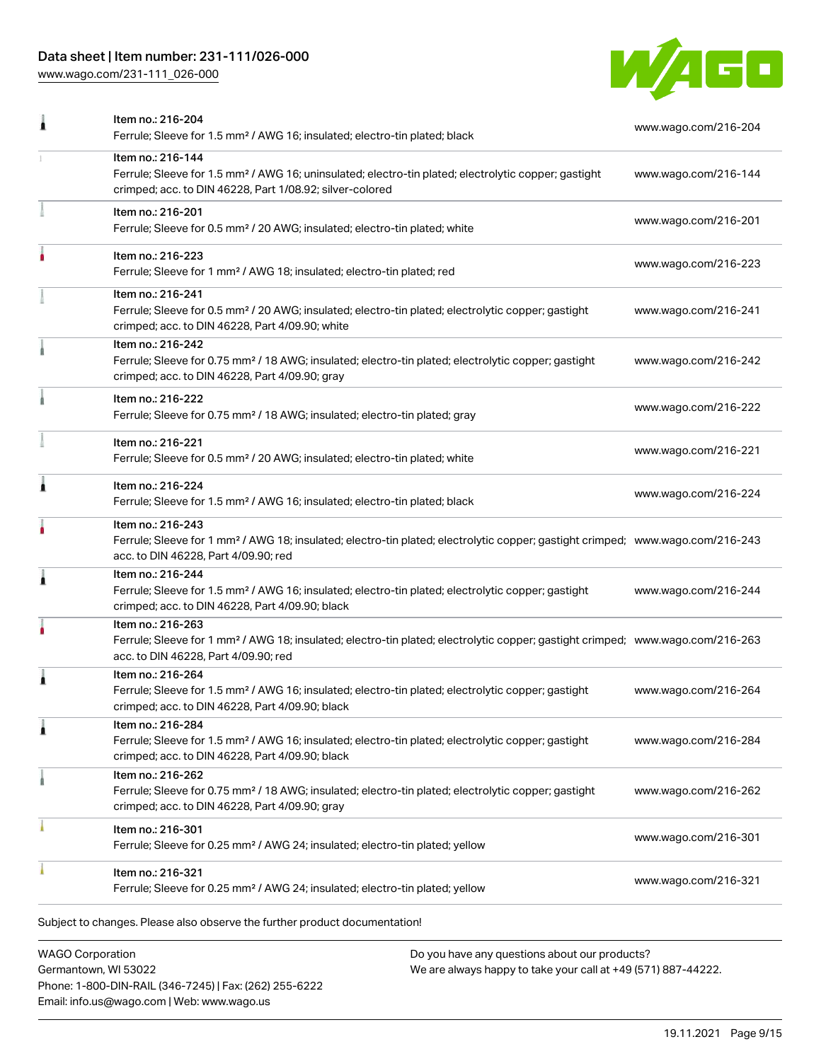| | | |
|---|---|---|
| | Item no.: 216-204<br>Ferrule; Sleeve for 1.5 mm² / AWG 16; insulated; electro-tin plated; black | www.wago.com/216-204 |
| | Item no.: 216-144<br>Ferrule; Sleeve for 1.5 mm² / AWG 16; uninsulated; electro-tin plated; electrolytic copper; gastight crimped; acc. to DIN 46228, Part 1/08.92; silver-colored | www.wago.com/216-144 |
| | Item no.: 216-201<br>Ferrule; Sleeve for 0.5 mm² / 20 AWG; insulated; electro-tin plated; white | www.wago.com/216-201 |
| | Item no.: 216-223<br>Ferrule; Sleeve for 1 mm² / AWG 18; insulated; electro-tin plated; red | www.wago.com/216-223 |
| | Item no.: 216-241<br>Ferrule; Sleeve for 0.5 mm² / 20 AWG; insulated; electro-tin plated; electrolytic copper; gastight crimped; acc. to DIN 46228, Part 4/09.90; white | www.wago.com/216-241 |
| | Item no.: 216-242<br>Ferrule; Sleeve for 0.75 mm² / 18 AWG; insulated; electro-tin plated; electrolytic copper; gastight crimped; acc. to DIN 46228, Part 4/09.90; gray | www.wago.com/216-242 |
| | Item no.: 216-222<br>Ferrule; Sleeve for 0.75 mm² / 18 AWG; insulated; electro-tin plated; gray | www.wago.com/216-222 |
| | Item no.: 216-221<br>Ferrule; Sleeve for 0.5 mm² / 20 AWG; insulated; electro-tin plated; white | www.wago.com/216-221 |
| | Item no.: 216-224<br>Ferrule; Sleeve for 1.5 mm² / AWG 16; insulated; electro-tin plated; black | www.wago.com/216-224 |
| | Item no.: 216-243<br>Ferrule; Sleeve for 1 mm² / AWG 18; insulated; electro-tin plated; electrolytic copper; gastight crimped; acc. to DIN 46228, Part 4/09.90; red | www.wago.com/216-243 |
| | Item no.: 216-244<br>Ferrule; Sleeve for 1.5 mm² / AWG 16; insulated; electro-tin plated; electrolytic copper; gastight crimped; acc. to DIN 46228, Part 4/09.90; black | www.wago.com/216-244 |
| | Item no.: 216-263<br>Ferrule; Sleeve for 1 mm² / AWG 18; insulated; electro-tin plated; electrolytic copper; gastight crimped; acc. to DIN 46228, Part 4/09.90; red | www.wago.com/216-263 |
| | Item no.: 216-264<br>Ferrule; Sleeve for 1.5 mm² / AWG 16; insulated; electro-tin plated; electrolytic copper; gastight crimped; acc. to DIN 46228, Part 4/09.90; black | www.wago.com/216-264 |
| | Item no.: 216-284<br>Ferrule; Sleeve for 1.5 mm² / AWG 16; insulated; electro-tin plated; electrolytic copper; gastight crimped; acc. to DIN 46228, Part 4/09.90; black | www.wago.com/216-284 |
| | Item no.: 216-262<br>Ferrule; Sleeve for 0.75 mm² / 18 AWG; insulated; electro-tin plated; electrolytic copper; gastight crimped; acc. to DIN 46228, Part 4/09.90; gray | www.wago.com/216-262 |
| | Item no.: 216-301<br>Ferrule; Sleeve for 0.25 mm² / AWG 24; insulated; electro-tin plated; yellow | www.wago.com/216-301 |
| | Item no.: 216-321<br>Ferrule; Sleeve for 0.25 mm² / AWG 24; insulated; electro-tin plated; yellow | www.wago.com/216-321 |

Subject to changes. Please also observe the further product documentation!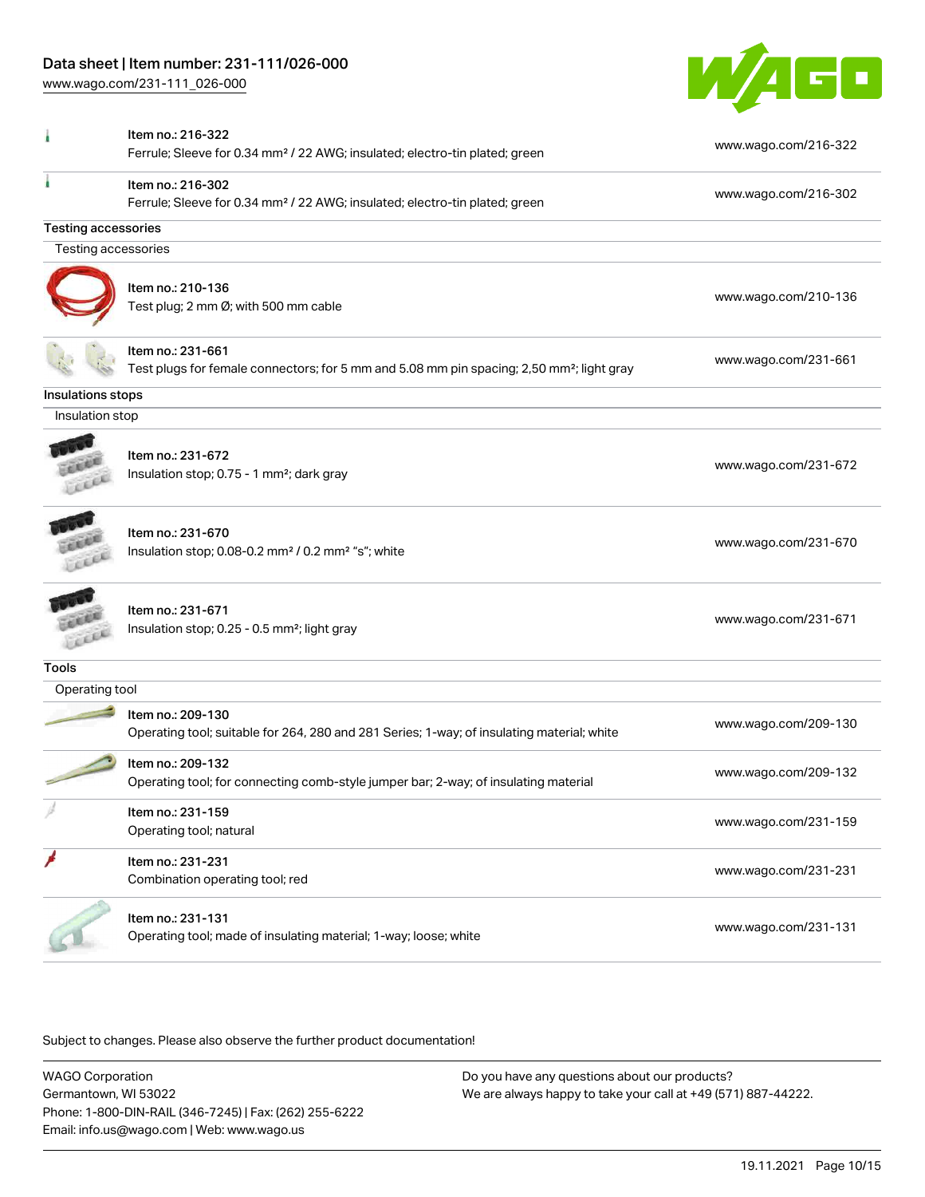| | |
|---|---|
| Item no.: 216-322<br>Ferrule; Sleeve for 0.34 mm² / 22 AWG; insulated; electro-tin plated; green | www.wago.com/216-322 |
| Item no.: 216-302<br>Ferrule; Sleeve for 0.34 mm² / 22 AWG; insulated; electro-tin plated; green | www.wago.com/216-302 |

## Testing accessories

### Testing accessories

| | |
|---|---|
| Item no.: 210-136<br>Test plug; 2 mm Ø; with 500 mm cable | www.wago.com/210-136 |
| Item no.: 231-661<br>Test plugs for female connectors; for 5 mm and 5.08 mm pin spacing; 2,50 mm²; light gray | www.wago.com/231-661 |

## Insulations stops

### Insulation stop

| | |
|---|---|
| Item no.: 231-672<br>Insulation stop; 0.75 - 1 mm²; dark gray | www.wago.com/231-672 |
| Item no.: 231-670<br>Insulation stop; 0.08-0.2 mm² / 0.2 mm² "s"; white | www.wago.com/231-670 |
| Item no.: 231-671<br>Insulation stop; 0.25 - 0.5 mm²; light gray | www.wago.com/231-671 |

## Tools

### Operating tool

| | |
|---|---|
| Item no.: 209-130<br>Operating tool; suitable for 264, 280 and 281 Series; 1-way; of insulating material; white | www.wago.com/209-130 |
| Item no.: 209-132<br>Operating tool; for connecting comb-style jumper bar; 2-way; of insulating material | www.wago.com/209-132 |
| Item no.: 231-159<br>Operating tool; natural | www.wago.com/231-159 |
| Item no.: 231-231<br>Combination operating tool; red | www.wago.com/231-231 |
| Item no.: 231-131<br>Operating tool; made of insulating material; 1-way; loose; white | www.wago.com/231-131 |

Subject to changes. Please also observe the further product documentation!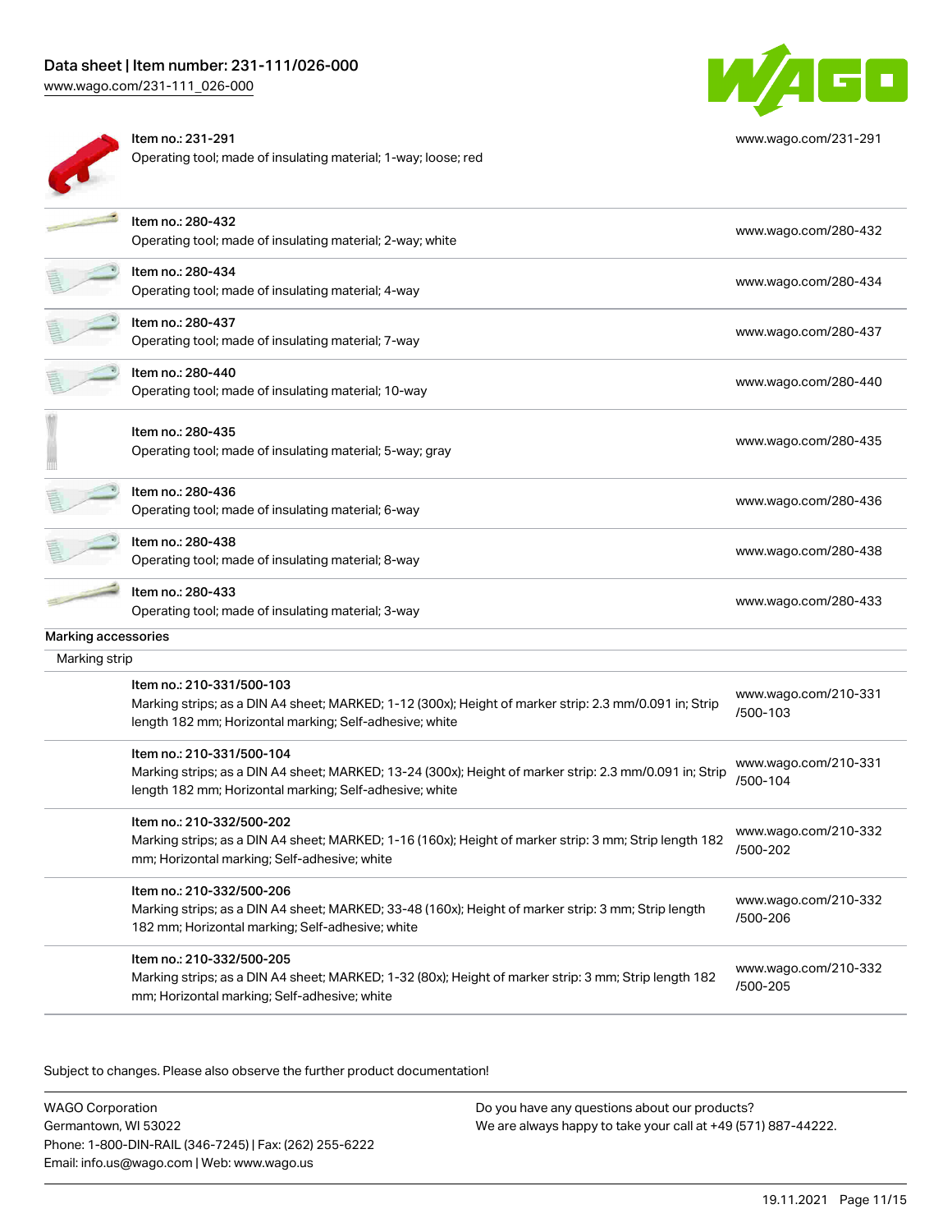| | |
|---|---|
| Item no.: 231-291<br>Operating tool; made of insulating material; 1-way; loose; red | www.wago.com/231-291 |
| Item no.: 280-432<br>Operating tool; made of insulating material; 2-way; white | www.wago.com/280-432 |
| Item no.: 280-434<br>Operating tool; made of insulating material; 4-way | www.wago.com/280-434 |
| Item no.: 280-437<br>Operating tool; made of insulating material; 7-way | www.wago.com/280-437 |
| Item no.: 280-440<br>Operating tool; made of insulating material; 10-way | www.wago.com/280-440 |
| Item no.: 280-435<br>Operating tool; made of insulating material; 5-way; gray | www.wago.com/280-435 |
| Item no.: 280-436<br>Operating tool; made of insulating material; 6-way | www.wago.com/280-436 |
| Item no.: 280-438<br>Operating tool; made of insulating material; 8-way | www.wago.com/280-438 |
| Item no.: 280-433<br>Operating tool; made of insulating material; 3-way | www.wago.com/280-433 |

### Marking accessories

#### Marking strip

| | |
|---|---|
| Item no.: 210-331/500-103<br>Marking strips; as a DIN A4 sheet; MARKED; 1-12 (300x); Height of marker strip: 2.3 mm/0.091 in; Strip length 182 mm; Horizontal marking; Self-adhesive; white | www.wago.com/210-331/500-103 |
| Item no.: 210-331/500-104<br>Marking strips; as a DIN A4 sheet; MARKED; 13-24 (300x); Height of marker strip: 2.3 mm/0.091 in; Strip length 182 mm; Horizontal marking; Self-adhesive; white | www.wago.com/210-331/500-104 |
| Item no.: 210-332/500-202<br>Marking strips; as a DIN A4 sheet; MARKED; 1-16 (160x); Height of marker strip: 3 mm; Strip length 182 mm; Horizontal marking; Self-adhesive; white | www.wago.com/210-332/500-202 |
| Item no.: 210-332/500-206<br>Marking strips; as a DIN A4 sheet; MARKED; 33-48 (160x); Height of marker strip: 3 mm; Strip length 182 mm; Horizontal marking; Self-adhesive; white | www.wago.com/210-332/500-206 |
| Item no.: 210-332/500-205<br>Marking strips; as a DIN A4 sheet; MARKED; 1-32 (80x); Height of marker strip: 3 mm; Strip length 182 mm; Horizontal marking; Self-adhesive; white | www.wago.com/210-332/500-205 |

Subject to changes. Please also observe the further product documentation!

WAGO Corporation
Germantown, WI 53022
Phone: 1-800-DIN-RAIL (346-7245) | Fax: (262) 255-6222
Email: info.us@wago.com | Web: www.wago.us

Do you have any questions about our products?
We are always happy to take your call at +49 (571) 887-44222.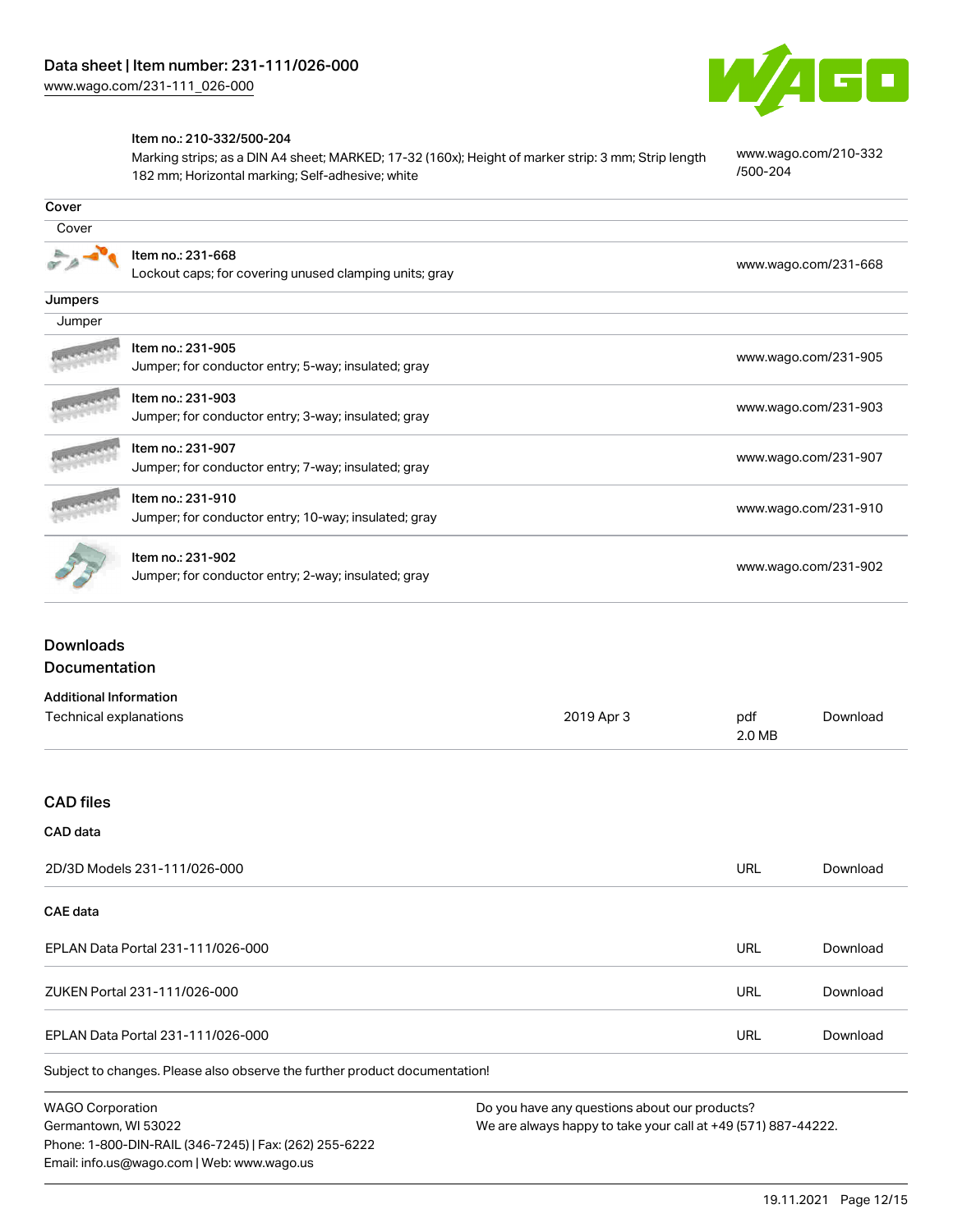| | | |
|---|---|---|
| | Item no.: 210-332/500-204<br>Marking strips; as a DIN A4 sheet; MARKED; 17-32 (160x); Height of marker strip: 3 mm; Strip length 182 mm; Horizontal marking; Self-adhesive; white | www.wago.com/210-332/500-204 |

**Cover**

Cover

| | | |
|---|---|---|
| | Item no.: 231-668<br>Lockout caps; for covering unused clamping units; gray | www.wago.com/231-668 |

**Jumpers**

Jumper

| | | |
|---|---|---|
| | Item no.: 231-905<br>Jumper; for conductor entry; 5-way; insulated; gray | www.wago.com/231-905 |
| | Item no.: 231-903<br>Jumper; for conductor entry; 3-way; insulated; gray | www.wago.com/231-903 |
| | Item no.: 231-907<br>Jumper; for conductor entry; 7-way; insulated; gray | www.wago.com/231-907 |
| | Item no.: 231-910<br>Jumper; for conductor entry; 10-way; insulated; gray | www.wago.com/231-910 |
| | Item no.: 231-902<br>Jumper; for conductor entry; 2-way; insulated; gray | www.wago.com/231-902 |

## Downloads

### Documentation

**Additional Information**

| | | | |
|---|---|---|---|
| Technical explanations | 2019 Apr 3 | pdf<br>2.0 MB | Download |

## CAD files

**CAD data**

| | | |
|---|---|---|
| 2D/3D Models 231-111/026-000 | URL | Download |

**CAE data**

| | | |
|---|---|---|
| EPLAN Data Portal 231-111/026-000 | URL | Download |
| ZUKEN Portal 231-111/026-000 | URL | Download |
| EPLAN Data Portal 231-111/026-000 | URL | Download |

Subject to changes. Please also observe the further product documentation!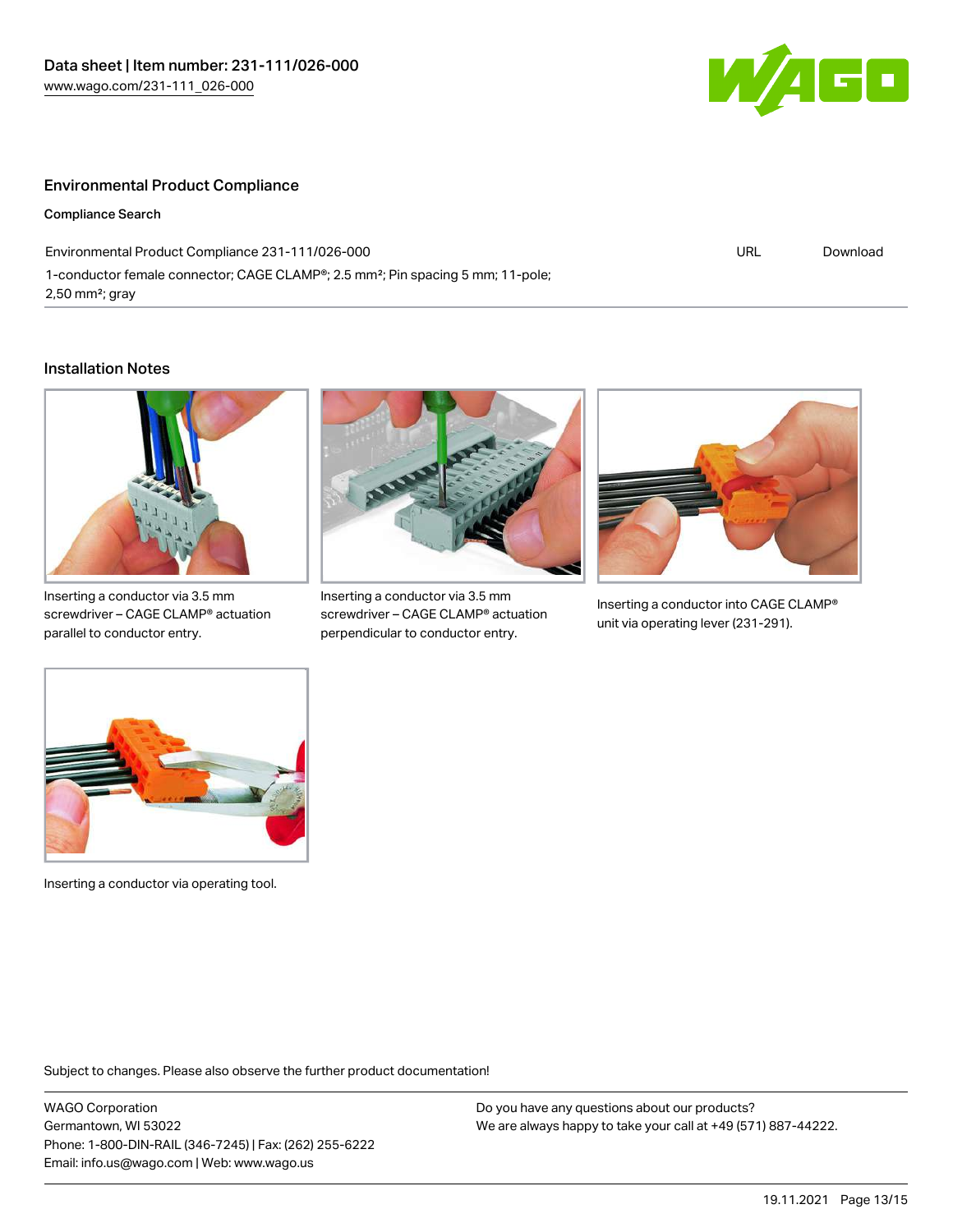## Environmental Product Compliance

**Compliance Search**

| Environmental Product Compliance 231-111/026-000 | URL | Download |
| --- | --- | --- |
| 1-conductor female connector; CAGE CLAMP®; 2.5 mm²; Pin spacing 5 mm; 11-pole; 2,50 mm²; gray | | |

## Installation Notes

Inserting a conductor via 3.5 mm screwdriver – CAGE CLAMP® actuation parallel to conductor entry.

Inserting a conductor via 3.5 mm screwdriver – CAGE CLAMP® actuation perpendicular to conductor entry.

Inserting a conductor into CAGE CLAMP® unit via operating lever (231-291).

Inserting a conductor via operating tool.

Subject to changes. Please also observe the further product documentation!

WAGO Corporation
Germantown, WI 53022
Phone: 1-800-DIN-RAIL (346-7245) | Fax: (262) 255-6222
Email: info.us@wago.com | Web: www.wago.us

Do you have any questions about our products?
We are always happy to take your call at +49 (571) 887-44222.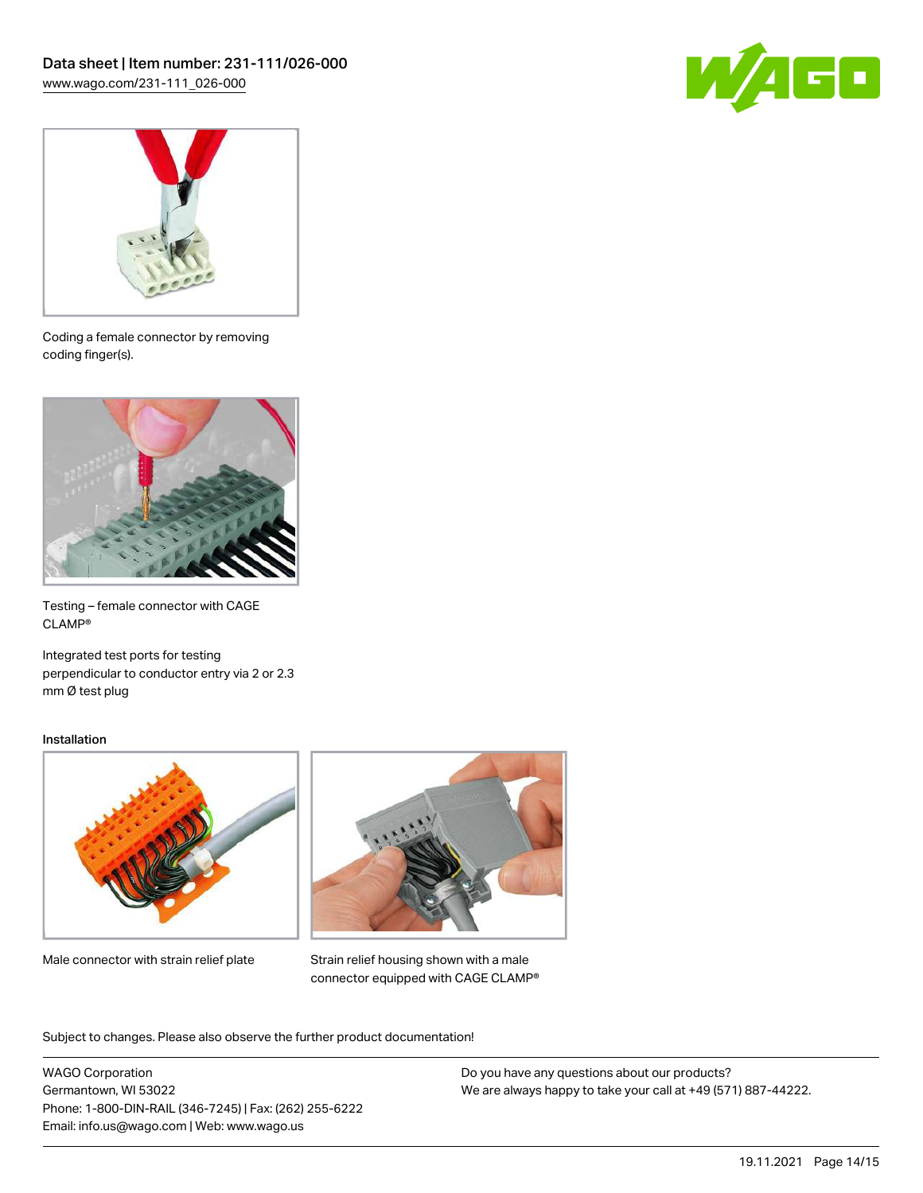Coding a female connector by removing coding finger(s).

Testing – female connector with CAGE CLAMP®

Integrated test ports for testing perpendicular to conductor entry via 2 or 2.3 mm Ø test plug

Installation

Male connector with strain relief plate

Strain relief housing shown with a male connector equipped with CAGE CLAMP®

Subject to changes. Please also observe the further product documentation!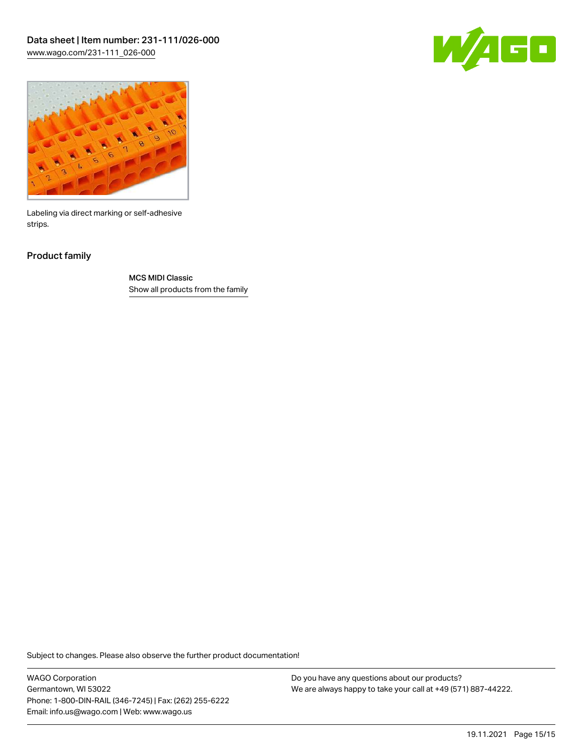Labeling via direct marking or self-adhesive strips.

## Product family

MCS MIDI Classic
Show all products from the family

Subject to changes. Please also observe the further product documentation!

WAGO Corporation
Germantown, WI 53022
Phone: 1-800-DIN-RAIL (346-7245) | Fax: (262) 255-6222
Email: info.us@wago.com | Web: www.wago.us

Do you have any questions about our products?
We are always happy to take your call at +49 (571) 887-44222.